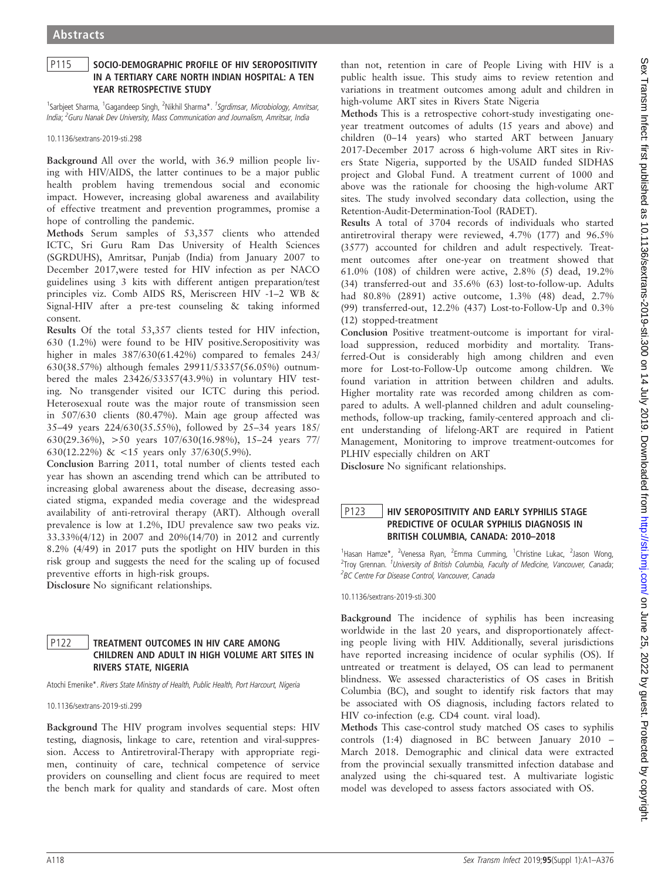## P115 SOCIO-DEMOGRAPHIC PROFILE OF HIV SEROPOSITIVITY IN A TERTIARY CARE NORTH INDIAN HOSPITAL: A TEN YEAR RETROSPECTIVE STUDY

[1]Sarbjeet Sharma, [1]Gagandeep Singh, [2]Nikhil Sharma*. [1]Sgrdimsar, Microbiology, Amritsar, India; [2]Guru Nanak Dev University, Mass Communication and Journalism, Amritsar, India

10.1136/sextrans-2019-sti.298

**Background** All over the world, with 36.9 million people living with HIV/AIDS, the latter continues to be a major public health problem having tremendous social and economic impact. However, increasing global awareness and availability of effective treatment and prevention programmes, promise a hope of controlling the pandemic.

**Methods** Serum samples of 53,357 clients who attended ICTC, Sri Guru Ram Das University of Health Sciences (SGRDUHS), Amritsar, Punjab (India) from January 2007 to December 2017,were tested for HIV infection as per NACO guidelines using 3 kits with different antigen preparation/test principles viz. Comb AIDS RS, Meriscreen HIV -1–2 WB & Signal-HIV after a pre-test counseling & taking informed consent.

**Results** Of the total 53,357 clients tested for HIV infection, 630 (1.2%) were found to be HIV positive.Seropositivity was higher in males 387/630(61.42%) compared to females 243/630(38.57%) although females 29911/53357(56.05%) outnumbered the males 23426/53357(43.9%) in voluntary HIV testing. No transgender visited our ICTC during this period. Heterosexual route was the major route of transmission seen in 507/630 clients (80.47%). Main age group affected was 35–49 years 224/630(35.55%), followed by 25–34 years 185/630(29.36%), >50 years 107/630(16.98%), 15–24 years 77/630(12.22%) & <15 years only 37/630(5.9%).

**Conclusion** Barring 2011, total number of clients tested each year has shown an ascending trend which can be attributed to increasing global awareness about the disease, decreasing associated stigma, expanded media coverage and the widespread availability of anti-retroviral therapy (ART). Although overall prevalence is low at 1.2%, IDU prevalence saw two peaks viz. 33.33%(4/12) in 2007 and 20%(14/70) in 2012 and currently 8.2% (4/49) in 2017 puts the spotlight on HIV burden in this risk group and suggests the need for the scaling up of focused preventive efforts in high-risk groups.

**Disclosure** No significant relationships.

## P122 TREATMENT OUTCOMES IN HIV CARE AMONG CHILDREN AND ADULT IN HIGH VOLUME ART SITES IN RIVERS STATE, NIGERIA

Atochi Emenike*. Rivers State Ministry of Health, Public Health, Port Harcourt, Nigeria

10.1136/sextrans-2019-sti.299

**Background** The HIV program involves sequential steps: HIV testing, diagnosis, linkage to care, retention and viral-suppression. Access to Antiretroviral-Therapy with appropriate regimen, continuity of care, technical competence of service providers on counselling and client focus are required to meet the bench mark for quality and standards of care. Most often than not, retention in care of People Living with HIV is a public health issue. This study aims to review retention and variations in treatment outcomes among adult and children in high-volume ART sites in Rivers State Nigeria

**Methods** This is a retrospective cohort-study investigating one-year treatment outcomes of adults (15 years and above) and children (0–14 years) who started ART between January 2017-December 2017 across 6 high-volume ART sites in Rivers State Nigeria, supported by the USAID funded SIDHAS project and Global Fund. A treatment current of 1000 and above was the rationale for choosing the high-volume ART sites. The study involved secondary data collection, using the Retention-Audit-Determination-Tool (RADET).

**Results** A total of 3704 records of individuals who started antiretroviral therapy were reviewed, 4.7% (177) and 96.5% (3577) accounted for children and adult respectively. Treatment outcomes after one-year on treatment showed that 61.0% (108) of children were active, 2.8% (5) dead, 19.2% (34) transferred-out and 35.6% (63) lost-to-follow-up. Adults had 80.8% (2891) active outcome, 1.3% (48) dead, 2.7% (99) transferred-out, 12.2% (437) Lost-to-Follow-Up and 0.3% (12) stopped-treatment

**Conclusion** Positive treatment-outcome is important for viral-load suppression, reduced morbidity and mortality. Transferred-Out is considerably high among children and even more for Lost-to-Follow-Up outcome among children. We found variation in attrition between children and adults. Higher mortality rate was recorded among children as compared to adults. A well-planned children and adult counseling-methods, follow-up tracking, family-centered approach and client understanding of lifelong-ART are required in Patient Management, Monitoring to improve treatment-outcomes for PLHIV especially children on ART

**Disclosure** No significant relationships.

## P123 HIV SEROPOSITIVITY AND EARLY SYPHILIS STAGE PREDICTIVE OF OCULAR SYPHILIS DIAGNOSIS IN BRITISH COLUMBIA, CANADA: 2010–2018

[1]Hasan Hamze*, [2]Venessa Ryan, [2]Emma Cumming, [1]Christine Lukac, [2]Jason Wong, [2]Troy Grennan. [1]University of British Columbia, Faculty of Medicine, Vancouver, Canada; [2]BC Centre For Disease Control, Vancouver, Canada

10.1136/sextrans-2019-sti.300

**Background** The incidence of syphilis has been increasing worldwide in the last 20 years, and disproportionately affecting people living with HIV. Additionally, several jurisdictions have reported increasing incidence of ocular syphilis (OS). If untreated or treatment is delayed, OS can lead to permanent blindness. We assessed characteristics of OS cases in British Columbia (BC), and sought to identify risk factors that may be associated with OS diagnosis, including factors related to HIV co-infection (e.g. CD4 count. viral load).

**Methods** This case-control study matched OS cases to syphilis controls (1:4) diagnosed in BC between January 2010 – March 2018. Demographic and clinical data were extracted from the provincial sexually transmitted infection database and analyzed using the chi-squared test. A multivariate logistic model was developed to assess factors associated with OS.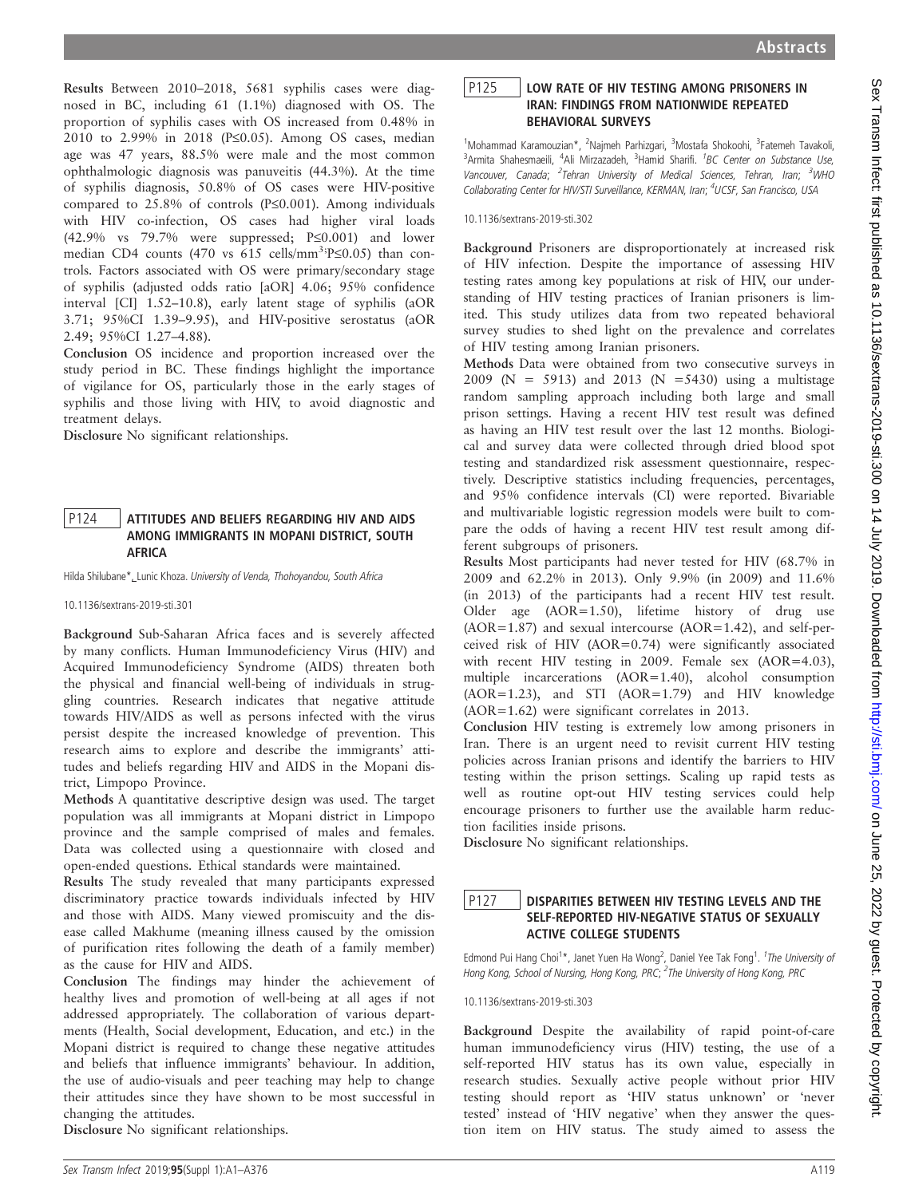**Results** Between 2010–2018, 5681 syphilis cases were diagnosed in BC, including 61 (1.1%) diagnosed with OS. The proportion of syphilis cases with OS increased from 0.48% in 2010 to 2.99% in 2018 (P≤0.05). Among OS cases, median age was 47 years, 88.5% were male and the most common ophthalmologic diagnosis was panuveitis (44.3%). At the time of syphilis diagnosis, 50.8% of OS cases were HIV-positive compared to 25.8% of controls (P≤0.001). Among individuals with HIV co-infection, OS cases had higher viral loads (42.9% vs 79.7% were suppressed; P≤0.001) and lower median CD4 counts (470 vs 615 cells/mm$^3$;P≤0.05) than controls. Factors associated with OS were primary/secondary stage of syphilis (adjusted odds ratio [aOR] 4.06; 95% confidence interval [CI] 1.52–10.8), early latent stage of syphilis (aOR 3.71; 95%CI 1.39–9.95), and HIV-positive serostatus (aOR 2.49; 95%CI 1.27–4.88).

**Conclusion** OS incidence and proportion increased over the study period in BC. These findings highlight the importance of vigilance for OS, particularly those in the early stages of syphilis and those living with HIV, to avoid diagnostic and treatment delays.

**Disclosure** No significant relationships.

## P124 ATTITUDES AND BELIEFS REGARDING HIV AND AIDS AMONG IMMIGRANTS IN MOPANI DISTRICT, SOUTH AFRICA

Hilda Shilubane*, Lunic Khoza. *University of Venda, Thohoyandou, South Africa*

10.1136/sextrans-2019-sti.301

**Background** Sub-Saharan Africa faces and is severely affected by many conflicts. Human Immunodeficiency Virus (HIV) and Acquired Immunodeficiency Syndrome (AIDS) threaten both the physical and financial well-being of individuals in struggling countries. Research indicates that negative attitude towards HIV/AIDS as well as persons infected with the virus persist despite the increased knowledge of prevention. This research aims to explore and describe the immigrants' attitudes and beliefs regarding HIV and AIDS in the Mopani district, Limpopo Province.

**Methods** A quantitative descriptive design was used. The target population was all immigrants at Mopani district in Limpopo province and the sample comprised of males and females. Data was collected using a questionnaire with closed and open-ended questions. Ethical standards were maintained.

**Results** The study revealed that many participants expressed discriminatory practice towards individuals infected by HIV and those with AIDS. Many viewed promiscuity and the disease called Makhume (meaning illness caused by the omission of purification rites following the death of a family member) as the cause for HIV and AIDS.

**Conclusion** The findings may hinder the achievement of healthy lives and promotion of well-being at all ages if not addressed appropriately. The collaboration of various departments (Health, Social development, Education, and etc.) in the Mopani district is required to change these negative attitudes and beliefs that influence immigrants' behaviour. In addition, the use of audio-visuals and peer teaching may help to change their attitudes since they have shown to be most successful in changing the attitudes.

**Disclosure** No significant relationships.

## P125 LOW RATE OF HIV TESTING AMONG PRISONERS IN IRAN: FINDINGS FROM NATIONWIDE REPEATED BEHAVIORAL SURVEYS

[1]Mohammad Karamouzian*, [2]Najmeh Parhizgari, [3]Mostafa Shokoohi, [3]Fatemeh Tavakoli, [3]Armita Shahesmaeili, [4]Ali Mirzazadeh, [3]Hamid Sharifi. [1]*BC Center on Substance Use, Vancouver, Canada*; [2]*Tehran University of Medical Sciences, Tehran, Iran*; [3]*WHO Collaborating Center for HIV/STI Surveillance, KERMAN, Iran*; [4]*UCSF, San Francisco, USA*

10.1136/sextrans-2019-sti.302

**Background** Prisoners are disproportionately at increased risk of HIV infection. Despite the importance of assessing HIV testing rates among key populations at risk of HIV, our understanding of HIV testing practices of Iranian prisoners is limited. This study utilizes data from two repeated behavioral survey studies to shed light on the prevalence and correlates of HIV testing among Iranian prisoners.

**Methods** Data were obtained from two consecutive surveys in 2009 (N = 5913) and 2013 (N =5430) using a multistage random sampling approach including both large and small prison settings. Having a recent HIV test result was defined as having an HIV test result over the last 12 months. Biological and survey data were collected through dried blood spot testing and standardized risk assessment questionnaire, respectively. Descriptive statistics including frequencies, percentages, and 95% confidence intervals (CI) were reported. Bivariable and multivariable logistic regression models were built to compare the odds of having a recent HIV test result among different subgroups of prisoners.

**Results** Most participants had never tested for HIV (68.7% in 2009 and 62.2% in 2013). Only 9.9% (in 2009) and 11.6% (in 2013) of the participants had a recent HIV test result. Older age (AOR=1.50), lifetime history of drug use (AOR=1.87) and sexual intercourse (AOR=1.42), and self-perceived risk of HIV (AOR=0.74) were significantly associated with recent HIV testing in 2009. Female sex (AOR=4.03), multiple incarcerations (AOR=1.40), alcohol consumption (AOR=1.23), and STI (AOR=1.79) and HIV knowledge (AOR=1.62) were significant correlates in 2013.

**Conclusion** HIV testing is extremely low among prisoners in Iran. There is an urgent need to revisit current HIV testing policies across Iranian prisons and identify the barriers to HIV testing within the prison settings. Scaling up rapid tests as well as routine opt-out HIV testing services could help encourage prisoners to further use the available harm reduction facilities inside prisons.

**Disclosure** No significant relationships.

## P127 DISPARITIES BETWEEN HIV TESTING LEVELS AND THE SELF-REPORTED HIV-NEGATIVE STATUS OF SEXUALLY ACTIVE COLLEGE STUDENTS

Edmond Pui Hang Choi[1]*, Janet Yuen Ha Wong[2], Daniel Yee Tak Fong[1]. [1]*The University of Hong Kong, School of Nursing, Hong Kong, PRC*; [2]*The University of Hong Kong, PRC*

10.1136/sextrans-2019-sti.303

**Background** Despite the availability of rapid point-of-care human immunodeficiency virus (HIV) testing, the use of a self-reported HIV status has its own value, especially in research studies. Sexually active people without prior HIV testing should report as 'HIV status unknown' or 'never tested' instead of 'HIV negative' when they answer the question item on HIV status. The study aimed to assess the